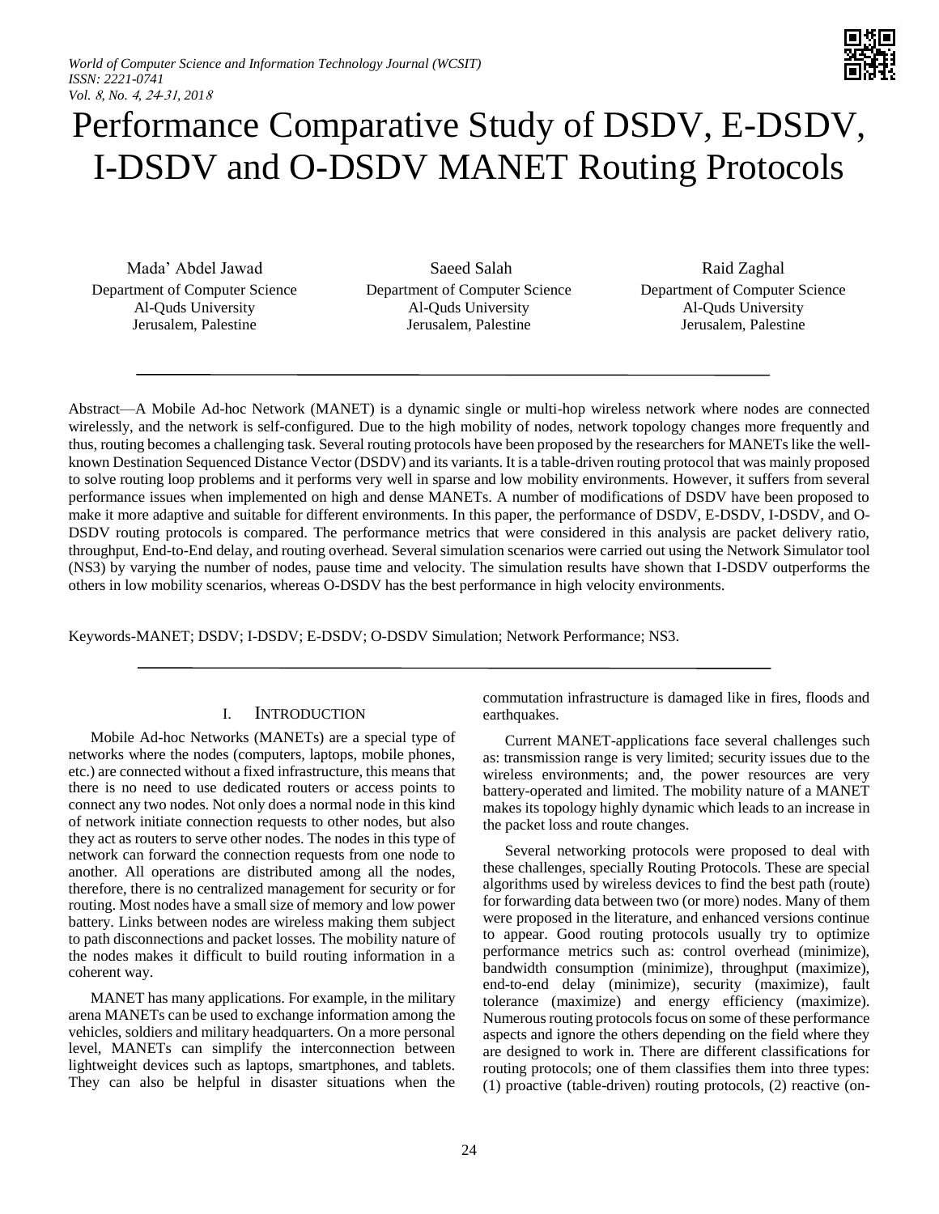# Performance Comparative Study of DSDV, E-DSDV, I-DSDV and O-DSDV MANET Routing Protocols

Mada' Abdel Jawad
Department of Computer Science
Al-Quds University
Jerusalem, Palestine

Saeed Salah
Department of Computer Science
Al-Quds University
Jerusalem, Palestine

Raid Zaghal
Department of Computer Science
Al-Quds University
Jerusalem, Palestine

---

Abstract—A Mobile Ad-hoc Network (MANET) is a dynamic single or multi-hop wireless network where nodes are connected wirelessly, and the network is self-configured. Due to the high mobility of nodes, network topology changes more frequently and thus, routing becomes a challenging task. Several routing protocols have been proposed by the researchers for MANETs like the well-known Destination Sequenced Distance Vector (DSDV) and its variants. It is a table-driven routing protocol that was mainly proposed to solve routing loop problems and it performs very well in sparse and low mobility environments. However, it suffers from several performance issues when implemented on high and dense MANETs. A number of modifications of DSDV have been proposed to make it more adaptive and suitable for different environments. In this paper, the performance of DSDV, E-DSDV, I-DSDV, and O-DSDV routing protocols is compared. The performance metrics that were considered in this analysis are packet delivery ratio, throughput, End-to-End delay, and routing overhead. Several simulation scenarios were carried out using the Network Simulator tool (NS3) by varying the number of nodes, pause time and velocity. The simulation results have shown that I-DSDV outperforms the others in low mobility scenarios, whereas O-DSDV has the best performance in high velocity environments.

Keywords-MANET; DSDV; I-DSDV; E-DSDV; O-DSDV Simulation; Network Performance; NS3.

---

## I. Introduction

Mobile Ad-hoc Networks (MANETs) are a special type of networks where the nodes (computers, laptops, mobile phones, etc.) are connected without a fixed infrastructure, this means that there is no need to use dedicated routers or access points to connect any two nodes. Not only does a normal node in this kind of network initiate connection requests to other nodes, but also they act as routers to serve other nodes. The nodes in this type of network can forward the connection requests from one node to another. All operations are distributed among all the nodes, therefore, there is no centralized management for security or for routing. Most nodes have a small size of memory and low power battery. Links between nodes are wireless making them subject to path disconnections and packet losses. The mobility nature of the nodes makes it difficult to build routing information in a coherent way.

MANET has many applications. For example, in the military arena MANETs can be used to exchange information among the vehicles, soldiers and military headquarters. On a more personal level, MANETs can simplify the interconnection between lightweight devices such as laptops, smartphones, and tablets. They can also be helpful in disaster situations when the commutation infrastructure is damaged like in fires, floods and earthquakes.

Current MANET-applications face several challenges such as: transmission range is very limited; security issues due to the wireless environments; and, the power resources are very battery-operated and limited. The mobility nature of a MANET makes its topology highly dynamic which leads to an increase in the packet loss and route changes.

Several networking protocols were proposed to deal with these challenges, specially Routing Protocols. These are special algorithms used by wireless devices to find the best path (route) for forwarding data between two (or more) nodes. Many of them were proposed in the literature, and enhanced versions continue to appear. Good routing protocols usually try to optimize performance metrics such as: control overhead (minimize), bandwidth consumption (minimize), throughput (maximize), end-to-end delay (minimize), security (maximize), fault tolerance (maximize) and energy efficiency (maximize). Numerous routing protocols focus on some of these performance aspects and ignore the others depending on the field where they are designed to work in. There are different classifications for routing protocols; one of them classifies them into three types: (1) proactive (table-driven) routing protocols, (2) reactive (on-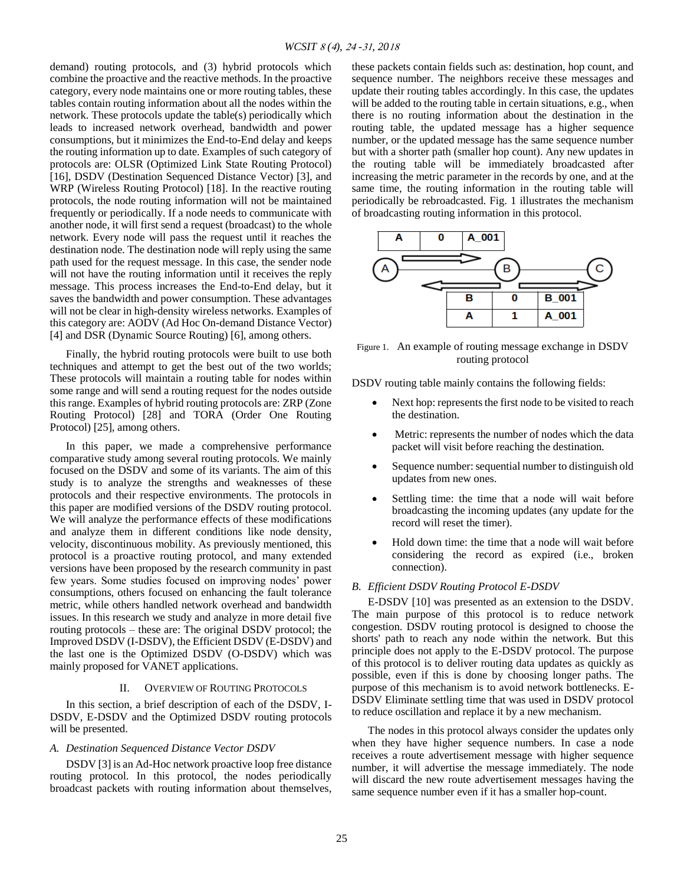demand) routing protocols, and (3) hybrid protocols which combine the proactive and the reactive methods. In the proactive category, every node maintains one or more routing tables, these tables contain routing information about all the nodes within the network. These protocols update the table(s) periodically which leads to increased network overhead, bandwidth and power consumptions, but it minimizes the End-to-End delay and keeps the routing information up to date. Examples of such category of protocols are: OLSR (Optimized Link State Routing Protocol) [16], DSDV (Destination Sequenced Distance Vector) [3], and WRP (Wireless Routing Protocol) [18]. In the reactive routing protocols, the node routing information will not be maintained frequently or periodically. If a node needs to communicate with another node, it will first send a request (broadcast) to the whole network. Every node will pass the request until it reaches the destination node. The destination node will reply using the same path used for the request message. In this case, the sender node will not have the routing information until it receives the reply message. This process increases the End-to-End delay, but it saves the bandwidth and power consumption. These advantages will not be clear in high-density wireless networks. Examples of this category are: AODV (Ad Hoc On-demand Distance Vector) [4] and DSR (Dynamic Source Routing) [6], among others.

Finally, the hybrid routing protocols were built to use both techniques and attempt to get the best out of the two worlds; These protocols will maintain a routing table for nodes within some range and will send a routing request for the nodes outside this range. Examples of hybrid routing protocols are: ZRP (Zone Routing Protocol) [28] and TORA (Order One Routing Protocol) [25], among others.

In this paper, we made a comprehensive performance comparative study among several routing protocols. We mainly focused on the DSDV and some of its variants. The aim of this study is to analyze the strengths and weaknesses of these protocols and their respective environments. The protocols in this paper are modified versions of the DSDV routing protocol. We will analyze the performance effects of these modifications and analyze them in different conditions like node density, velocity, discontinuous mobility. As previously mentioned, this protocol is a proactive routing protocol, and many extended versions have been proposed by the research community in past few years. Some studies focused on improving nodes' power consumptions, others focused on enhancing the fault tolerance metric, while others handled network overhead and bandwidth issues. In this research we study and analyze in more detail five routing protocols – these are: The original DSDV protocol; the Improved DSDV (I-DSDV), the Efficient DSDV (E-DSDV) and the last one is the Optimized DSDV (O-DSDV) which was mainly proposed for VANET applications.

## II. Overview of Routing Protocols

In this section, a brief description of each of the DSDV, I-DSDV, E-DSDV and the Optimized DSDV routing protocols will be presented.

### A. Destination Sequenced Distance Vector DSDV

DSDV [3] is an Ad-Hoc network proactive loop free distance routing protocol. In this protocol, the nodes periodically broadcast packets with routing information about themselves, these packets contain fields such as: destination, hop count, and sequence number. The neighbors receive these messages and update their routing tables accordingly. In this case, the updates will be added to the routing table in certain situations, e.g., when there is no routing information about the destination in the routing table, the updated message has a higher sequence number, or the updated message has the same sequence number but with a shorter path (smaller hop count). Any new updates in the routing table will be immediately broadcasted after increasing the metric parameter in the records by one, and at the same time, the routing information in the routing table will periodically be rebroadcasted. Fig. 1 illustrates the mechanism of broadcasting routing information in this protocol.

Figure 1. An example of routing message exchange in DSDV routing protocol

DSDV routing table mainly contains the following fields:

- Next hop: represents the first node to be visited to reach the destination.
- Metric: represents the number of nodes which the data packet will visit before reaching the destination.
- Sequence number: sequential number to distinguish old updates from new ones.
- Settling time: the time that a node will wait before broadcasting the incoming updates (any update for the record will reset the timer).
- Hold down time: the time that a node will wait before considering the record as expired (i.e., broken connection).

### B. Efficient DSDV Routing Protocol E-DSDV

E-DSDV [10] was presented as an extension to the DSDV. The main purpose of this protocol is to reduce network congestion. DSDV routing protocol is designed to choose the shorts' path to reach any node within the network. But this principle does not apply to the E-DSDV protocol. The purpose of this protocol is to deliver routing data updates as quickly as possible, even if this is done by choosing longer paths. The purpose of this mechanism is to avoid network bottlenecks. E-DSDV Eliminate settling time that was used in DSDV protocol to reduce oscillation and replace it by a new mechanism.

The nodes in this protocol always consider the updates only when they have higher sequence numbers. In case a node receives a route advertisement message with higher sequence number, it will advertise the message immediately. The node will discard the new route advertisement messages having the same sequence number even if it has a smaller hop-count.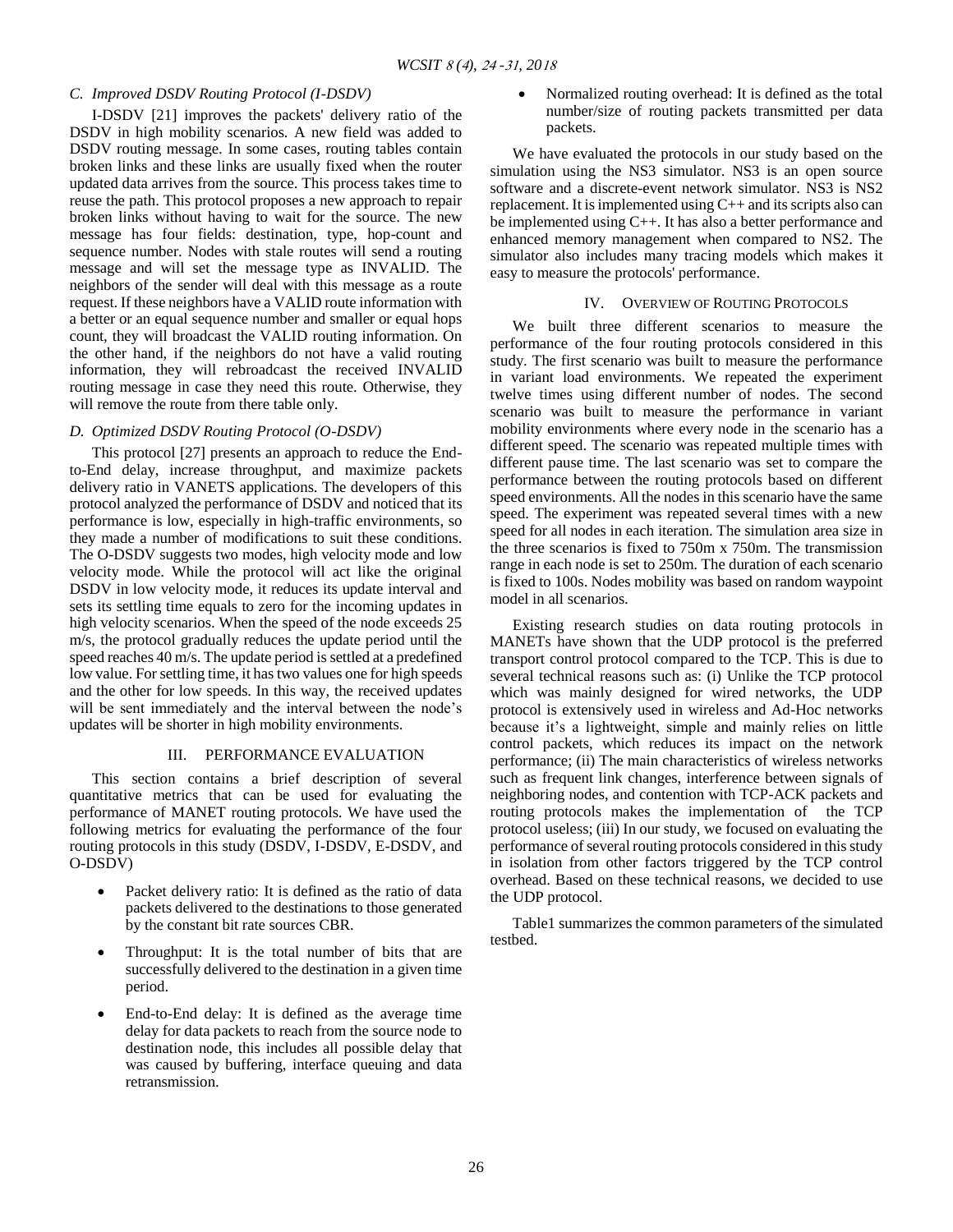### C. Improved DSDV Routing Protocol (I-DSDV)

I-DSDV [21] improves the packets' delivery ratio of the DSDV in high mobility scenarios. A new field was added to DSDV routing message. In some cases, routing tables contain broken links and these links are usually fixed when the router updated data arrives from the source. This process takes time to reuse the path. This protocol proposes a new approach to repair broken links without having to wait for the source. The new message has four fields: destination, type, hop-count and sequence number. Nodes with stale routes will send a routing message and will set the message type as INVALID. The neighbors of the sender will deal with this message as a route request. If these neighbors have a VALID route information with a better or an equal sequence number and smaller or equal hops count, they will broadcast the VALID routing information. On the other hand, if the neighbors do not have a valid routing information, they will rebroadcast the received INVALID routing message in case they need this route. Otherwise, they will remove the route from there table only.

### D. Optimized DSDV Routing Protocol (O-DSDV)

This protocol [27] presents an approach to reduce the End-to-End delay, increase throughput, and maximize packets delivery ratio in VANETS applications. The developers of this protocol analyzed the performance of DSDV and noticed that its performance is low, especially in high-traffic environments, so they made a number of modifications to suit these conditions. The O-DSDV suggests two modes, high velocity mode and low velocity mode. While the protocol will act like the original DSDV in low velocity mode, it reduces its update interval and sets its settling time equals to zero for the incoming updates in high velocity scenarios. When the speed of the node exceeds 25 m/s, the protocol gradually reduces the update period until the speed reaches 40 m/s. The update period is settled at a predefined low value. For settling time, it has two values one for high speeds and the other for low speeds. In this way, the received updates will be sent immediately and the interval between the node's updates will be shorter in high mobility environments.

## III. PERFORMANCE EVALUATION

This section contains a brief description of several quantitative metrics that can be used for evaluating the performance of MANET routing protocols. We have used the following metrics for evaluating the performance of the four routing protocols in this study (DSDV, I-DSDV, E-DSDV, and O-DSDV)

- Packet delivery ratio: It is defined as the ratio of data packets delivered to the destinations to those generated by the constant bit rate sources CBR.
- Throughput: It is the total number of bits that are successfully delivered to the destination in a given time period.
- End-to-End delay: It is defined as the average time delay for data packets to reach from the source node to destination node, this includes all possible delay that was caused by buffering, interface queuing and data retransmission.
- Normalized routing overhead: It is defined as the total number/size of routing packets transmitted per data packets.

We have evaluated the protocols in our study based on the simulation using the NS3 simulator. NS3 is an open source software and a discrete-event network simulator. NS3 is NS2 replacement. It is implemented using C++ and its scripts also can be implemented using C++. It has also a better performance and enhanced memory management when compared to NS2. The simulator also includes many tracing models which makes it easy to measure the protocols' performance.

## IV. OVERVIEW OF ROUTING PROTOCOLS

We built three different scenarios to measure the performance of the four routing protocols considered in this study. The first scenario was built to measure the performance in variant load environments. We repeated the experiment twelve times using different number of nodes. The second scenario was built to measure the performance in variant mobility environments where every node in the scenario has a different speed. The scenario was repeated multiple times with different pause time. The last scenario was set to compare the performance between the routing protocols based on different speed environments. All the nodes in this scenario have the same speed. The experiment was repeated several times with a new speed for all nodes in each iteration. The simulation area size in the three scenarios is fixed to 750m x 750m. The transmission range in each node is set to 250m. The duration of each scenario is fixed to 100s. Nodes mobility was based on random waypoint model in all scenarios.

Existing research studies on data routing protocols in MANETs have shown that the UDP protocol is the preferred transport control protocol compared to the TCP. This is due to several technical reasons such as: (i) Unlike the TCP protocol which was mainly designed for wired networks, the UDP protocol is extensively used in wireless and Ad-Hoc networks because it's a lightweight, simple and mainly relies on little control packets, which reduces its impact on the network performance; (ii) The main characteristics of wireless networks such as frequent link changes, interference between signals of neighboring nodes, and contention with TCP-ACK packets and routing protocols makes the implementation of the TCP protocol useless; (iii) In our study, we focused on evaluating the performance of several routing protocols considered in this study in isolation from other factors triggered by the TCP control overhead. Based on these technical reasons, we decided to use the UDP protocol.

Table1 summarizes the common parameters of the simulated testbed.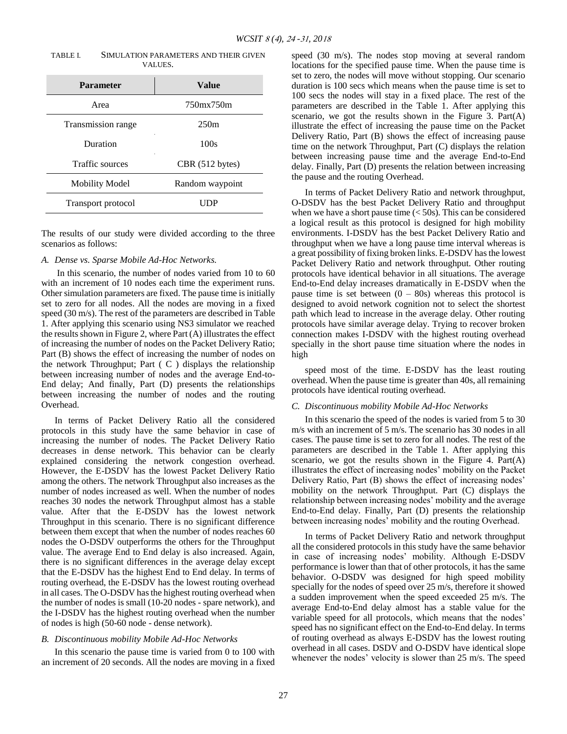TABLE I. SIMULATION PARAMETERS AND THEIR GIVEN VALUES.

| Parameter | Value |
|---|---|
| Area | 750mx750m |
| Transmission range | 250m |
| Duration | 100s |
| Traffic sources | CBR (512 bytes) |
| Mobility Model | Random waypoint |
| Transport protocol | UDP |

The results of our study were divided according to the three scenarios as follows:

### *A. Dense vs. Sparse Mobile Ad-Hoc Networks.*

In this scenario, the number of nodes varied from 10 to 60 with an increment of 10 nodes each time the experiment runs. Other simulation parameters are fixed. The pause time is initially set to zero for all nodes. All the nodes are moving in a fixed speed (30 m/s). The rest of the parameters are described in Table 1. After applying this scenario using NS3 simulator we reached the results shown in Figure 2, where Part (A) illustrates the effect of increasing the number of nodes on the Packet Delivery Ratio; Part (B) shows the effect of increasing the number of nodes on the network Throughput; Part ( C ) displays the relationship between increasing number of nodes and the average End-to-End delay; And finally, Part (D) presents the relationships between increasing the number of nodes and the routing Overhead.

In terms of Packet Delivery Ratio all the considered protocols in this study have the same behavior in case of increasing the number of nodes. The Packet Delivery Ratio decreases in dense network. This behavior can be clearly explained considering the network congestion overhead. However, the E-DSDV has the lowest Packet Delivery Ratio among the others. The network Throughput also increases as the number of nodes increased as well. When the number of nodes reaches 30 nodes the network Throughput almost has a stable value. After that the E-DSDV has the lowest network Throughput in this scenario. There is no significant difference between them except that when the number of nodes reaches 60 nodes the O-DSDV outperforms the others for the Throughput value. The average End to End delay is also increased. Again, there is no significant differences in the average delay except that the E-DSDV has the highest End to End delay. In terms of routing overhead, the E-DSDV has the lowest routing overhead in all cases. The O-DSDV has the highest routing overhead when the number of nodes is small (10-20 nodes - spare network), and the I-DSDV has the highest routing overhead when the number of nodes is high (50-60 node - dense network).

### *B. Discontinuous mobility Mobile Ad-Hoc Networks*

In this scenario the pause time is varied from 0 to 100 with an increment of 20 seconds. All the nodes are moving in a fixed speed (30 m/s). The nodes stop moving at several random locations for the specified pause time. When the pause time is set to zero, the nodes will move without stopping. Our scenario duration is 100 secs which means when the pause time is set to 100 secs the nodes will stay in a fixed place. The rest of the parameters are described in the Table 1. After applying this scenario, we got the results shown in the Figure 3. Part(A) illustrate the effect of increasing the pause time on the Packet Delivery Ratio, Part (B) shows the effect of increasing pause time on the network Throughput, Part (C) displays the relation between increasing pause time and the average End-to-End delay. Finally, Part (D) presents the relation between increasing the pause and the routing Overhead.

In terms of Packet Delivery Ratio and network throughput, O-DSDV has the best Packet Delivery Ratio and throughput when we have a short pause time (< 50s). This can be considered a logical result as this protocol is designed for high mobility environments. I-DSDV has the best Packet Delivery Ratio and throughput when we have a long pause time interval whereas is a great possibility of fixing broken links. E-DSDV has the lowest Packet Delivery Ratio and network throughput. Other routing protocols have identical behavior in all situations. The average End-to-End delay increases dramatically in E-DSDV when the pause time is set between (0 – 80s) whereas this protocol is designed to avoid network cognition not to select the shortest path which lead to increase in the average delay. Other routing protocols have similar average delay. Trying to recover broken connection makes I-DSDV with the highest routing overhead specially in the short pause time situation where the nodes in high

speed most of the time. E-DSDV has the least routing overhead. When the pause time is greater than 40s, all remaining protocols have identical routing overhead.

### *C. Discontinuous mobility Mobile Ad-Hoc Networks*

In this scenario the speed of the nodes is varied from 5 to 30 m/s with an increment of 5 m/s. The scenario has 30 nodes in all cases. The pause time is set to zero for all nodes. The rest of the parameters are described in the Table 1. After applying this scenario, we got the results shown in the Figure 4. Part(A) illustrates the effect of increasing nodes' mobility on the Packet Delivery Ratio, Part (B) shows the effect of increasing nodes' mobility on the network Throughput. Part (C) displays the relationship between increasing nodes' mobility and the average End-to-End delay. Finally, Part (D) presents the relationship between increasing nodes' mobility and the routing Overhead.

In terms of Packet Delivery Ratio and network throughput all the considered protocols in this study have the same behavior in case of increasing nodes' mobility. Although E-DSDV performance is lower than that of other protocols, it has the same behavior. O-DSDV was designed for high speed mobility specially for the nodes of speed over 25 m/s, therefore it showed a sudden improvement when the speed exceeded 25 m/s. The average End-to-End delay almost has a stable value for the variable speed for all protocols, which means that the nodes' speed has no significant effect on the End-to-End delay. In terms of routing overhead as always E-DSDV has the lowest routing overhead in all cases. DSDV and O-DSDV have identical slope whenever the nodes' velocity is slower than 25 m/s. The speed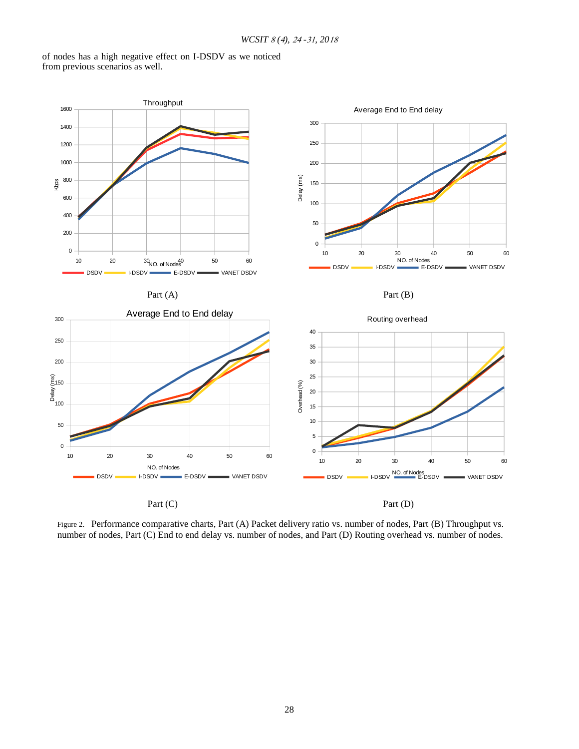of nodes has a high negative effect on I-DSDV as we noticed from previous scenarios as well.

Part (A)

Part (B)

Part (C)

Part (D)

Figure 2. Performance comparative charts, Part (A) Packet delivery ratio vs. number of nodes, Part (B) Throughput vs. number of nodes, Part (C) End to end delay vs. number of nodes, and Part (D) Routing overhead vs. number of nodes.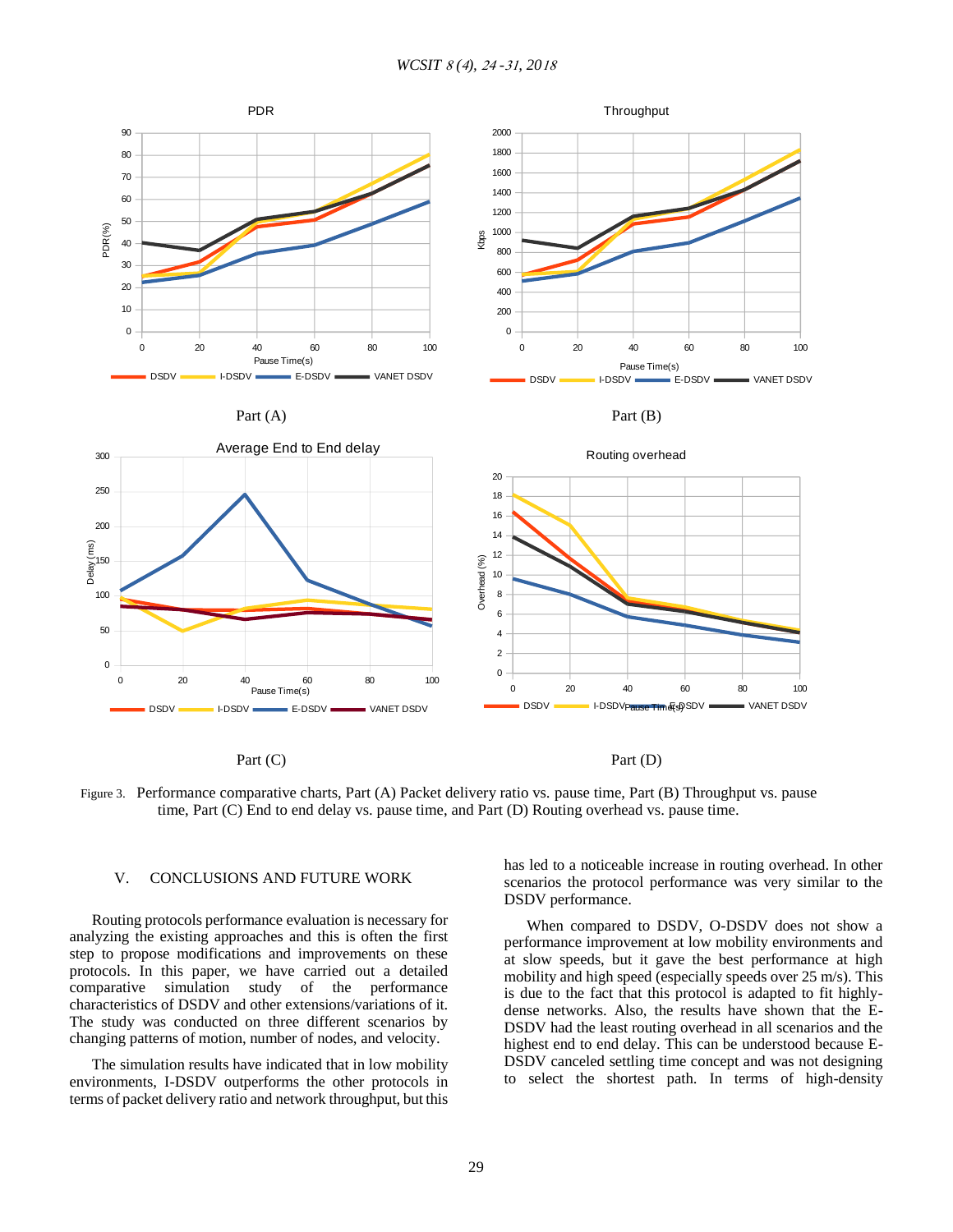Part (A)

Part (B)

Part (C)

Part (D)

Figure 3. Performance comparative charts, Part (A) Packet delivery ratio vs. pause time, Part (B) Throughput vs. pause time, Part (C) End to end delay vs. pause time, and Part (D) Routing overhead vs. pause time.

## V. CONCLUSIONS AND FUTURE WORK

Routing protocols performance evaluation is necessary for analyzing the existing approaches and this is often the first step to propose modifications and improvements on these protocols. In this paper, we have carried out a detailed comparative simulation study of the performance characteristics of DSDV and other extensions/variations of it. The study was conducted on three different scenarios by changing patterns of motion, number of nodes, and velocity.

The simulation results have indicated that in low mobility environments, I-DSDV outperforms the other protocols in terms of packet delivery ratio and network throughput, but this has led to a noticeable increase in routing overhead. In other scenarios the protocol performance was very similar to the DSDV performance.

When compared to DSDV, O-DSDV does not show a performance improvement at low mobility environments and at slow speeds, but it gave the best performance at high mobility and high speed (especially speeds over 25 m/s). This is due to the fact that this protocol is adapted to fit highly-dense networks. Also, the results have shown that the E-DSDV had the least routing overhead in all scenarios and the highest end to end delay. This can be understood because E-DSDV canceled settling time concept and was not designing to select the shortest path. In terms of high-density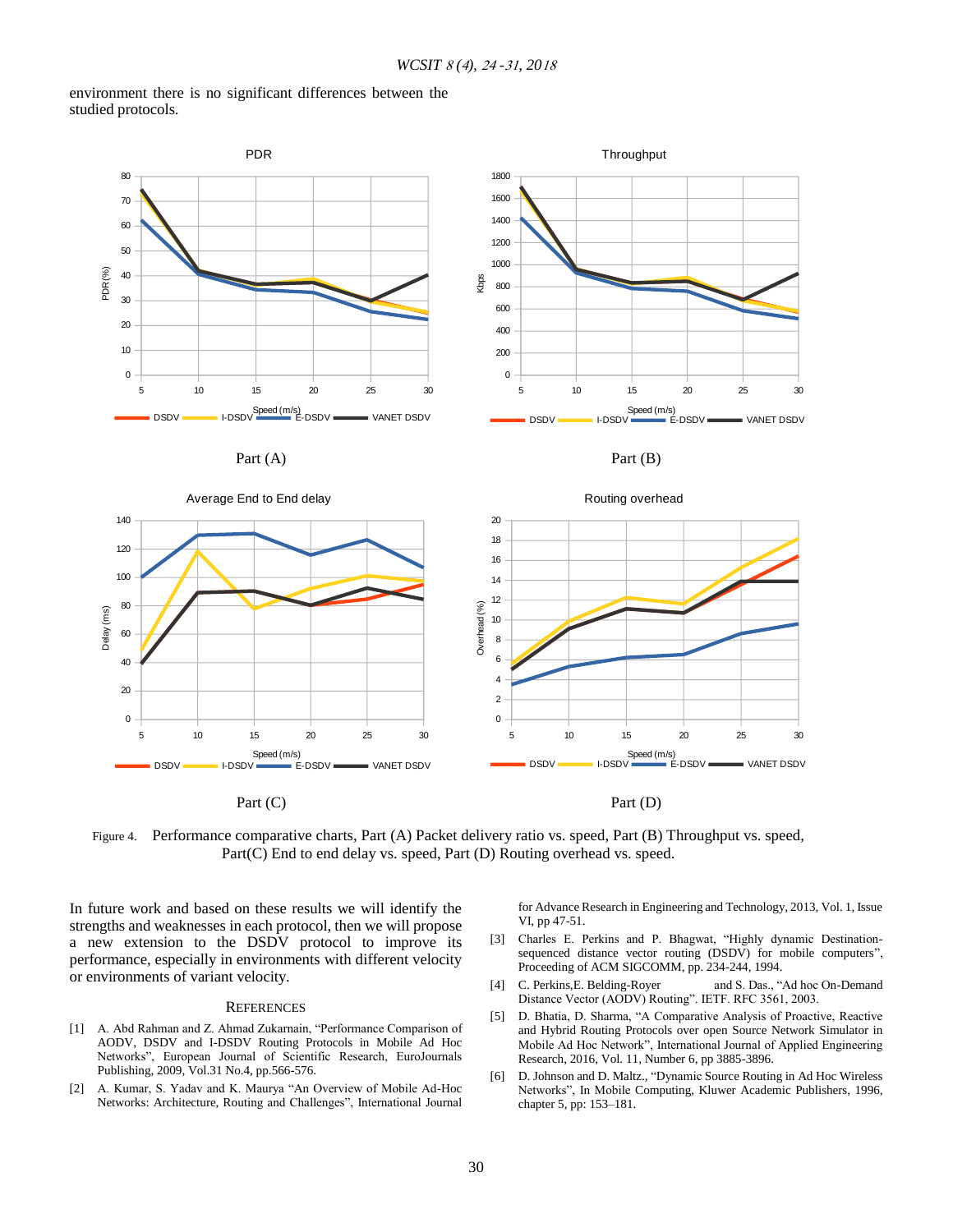environment there is no significant differences between the studied protocols.

Part (A)

Part (B)

Part (C)

Part (D)

Figure 4. Performance comparative charts, Part (A) Packet delivery ratio vs. speed, Part (B) Throughput vs. speed, Part(C) End to end delay vs. speed, Part (D) Routing overhead vs. speed.

In future work and based on these results we will identify the strengths and weaknesses in each protocol, then we will propose a new extension to the DSDV protocol to improve its performance, especially in environments with different velocity or environments of variant velocity.

## References

[1] A. Abd Rahman and Z. Ahmad Zukarnain, "Performance Comparison of AODV, DSDV and I-DSDV Routing Protocols in Mobile Ad Hoc Networks", European Journal of Scientific Research, EuroJournals Publishing, 2009, Vol.31 No.4, pp.566-576.

[2] A. Kumar, S. Yadav and K. Maurya "An Overview of Mobile Ad-Hoc Networks: Architecture, Routing and Challenges", International Journal for Advance Research in Engineering and Technology, 2013, Vol. 1, Issue VI, pp 47-51.

[3] Charles E. Perkins and P. Bhagwat, "Highly dynamic Destination-sequenced distance vector routing (DSDV) for mobile computers", Proceeding of ACM SIGCOMM, pp. 234-244, 1994.

[4] C. Perkins,E. Belding-Royer and S. Das., "Ad hoc On-Demand Distance Vector (AODV) Routing". IETF. RFC 3561, 2003.

[5] D. Bhatia, D. Sharma, "A Comparative Analysis of Proactive, Reactive and Hybrid Routing Protocols over open Source Network Simulator in Mobile Ad Hoc Network", International Journal of Applied Engineering Research, 2016, Vol. 11, Number 6, pp 3885-3896.

[6] D. Johnson and D. Maltz., "Dynamic Source Routing in Ad Hoc Wireless Networks", In Mobile Computing, Kluwer Academic Publishers, 1996, chapter 5, pp: 153–181.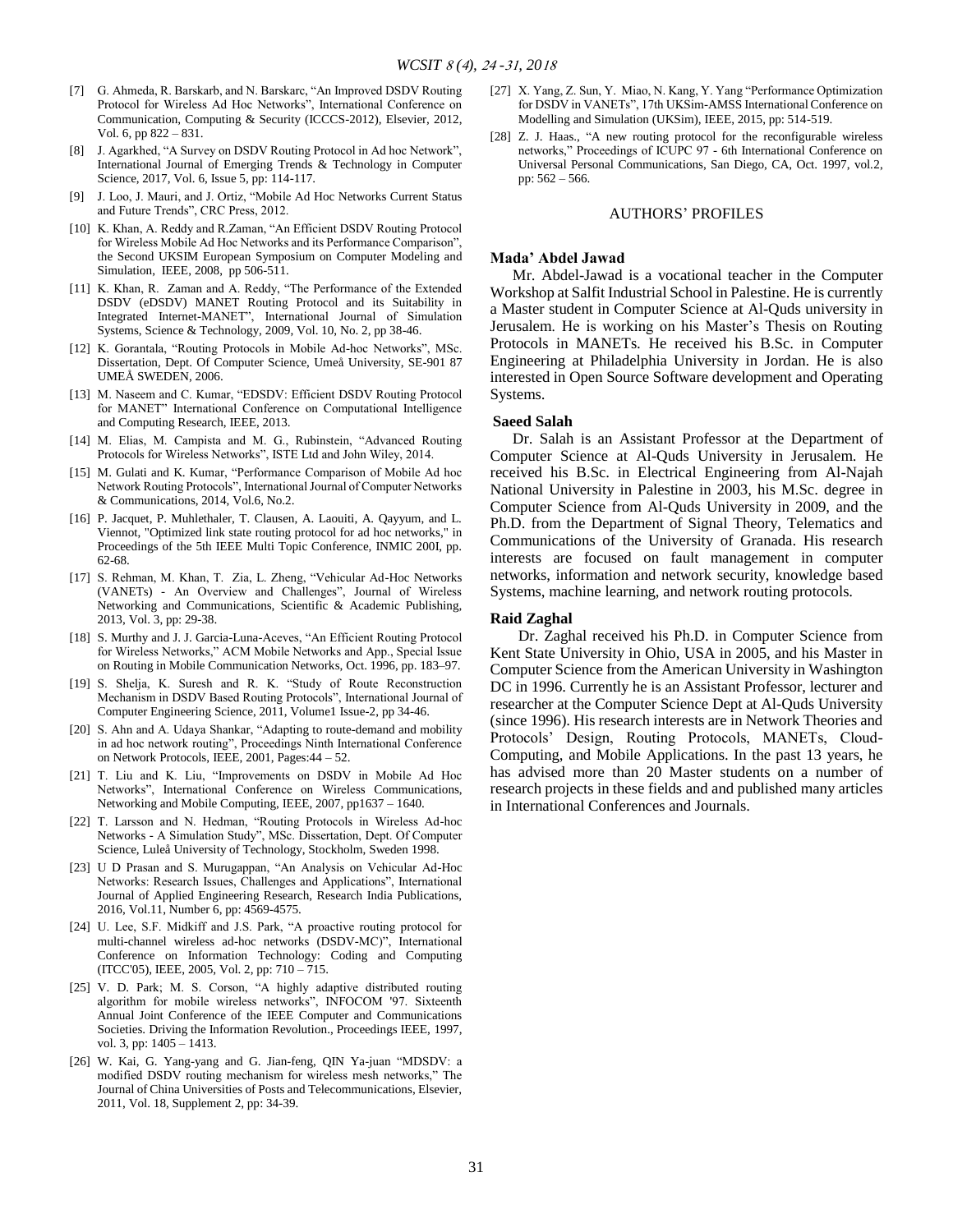[7] G. Ahmeda, R. Barskarb, and N. Barskarc, "An Improved DSDV Routing Protocol for Wireless Ad Hoc Networks", International Conference on Communication, Computing & Security (ICCCS-2012), Elsevier, 2012, Vol. 6, pp 822 – 831.

[8] J. Agarkhed, "A Survey on DSDV Routing Protocol in Ad hoc Network", International Journal of Emerging Trends & Technology in Computer Science, 2017, Vol. 6, Issue 5, pp: 114-117.

[9] J. Loo, J. Mauri, and J. Ortiz, "Mobile Ad Hoc Networks Current Status and Future Trends", CRC Press, 2012.

[10] K. Khan, A. Reddy and R.Zaman, "An Efficient DSDV Routing Protocol for Wireless Mobile Ad Hoc Networks and its Performance Comparison", the Second UKSIM European Symposium on Computer Modeling and Simulation, IEEE, 2008, pp 506-511.

[11] K. Khan, R. Zaman and A. Reddy, "The Performance of the Extended DSDV (eDSDV) MANET Routing Protocol and its Suitability in Integrated Internet-MANET", International Journal of Simulation Systems, Science & Technology, 2009, Vol. 10, No. 2, pp 38-46.

[12] K. Gorantala, "Routing Protocols in Mobile Ad-hoc Networks", MSc. Dissertation, Dept. Of Computer Science, Umeå University, SE-901 87 UMEÅ SWEDEN, 2006.

[13] M. Naseem and C. Kumar, "EDSDV: Efficient DSDV Routing Protocol for MANET" International Conference on Computational Intelligence and Computing Research, IEEE, 2013.

[14] M. Elias, M. Campista and M. G., Rubinstein, "Advanced Routing Protocols for Wireless Networks", ISTE Ltd and John Wiley, 2014.

[15] M. Gulati and K. Kumar, "Performance Comparison of Mobile Ad hoc Network Routing Protocols", International Journal of Computer Networks & Communications, 2014, Vol.6, No.2.

[16] P. Jacquet, P. Muhlethaler, T. Clausen, A. Laouiti, A. Qayyum, and L. Viennot, "Optimized link state routing protocol for ad hoc networks," in Proceedings of the 5th IEEE Multi Topic Conference, INMIC 200I, pp. 62-68.

[17] S. Rehman, M. Khan, T. Zia, L. Zheng, "Vehicular Ad-Hoc Networks (VANETs) - An Overview and Challenges", Journal of Wireless Networking and Communications, Scientific & Academic Publishing, 2013, Vol. 3, pp: 29-38.

[18] S. Murthy and J. J. Garcia-Luna-Aceves, "An Efficient Routing Protocol for Wireless Networks," ACM Mobile Networks and App., Special Issue on Routing in Mobile Communication Networks, Oct. 1996, pp. 183–97.

[19] S. Shelja, K. Suresh and R. K. "Study of Route Reconstruction Mechanism in DSDV Based Routing Protocols", International Journal of Computer Engineering Science, 2011, Volume1 Issue-2, pp 34-46.

[20] S. Ahn and A. Udaya Shankar, "Adapting to route-demand and mobility in ad hoc network routing", Proceedings Ninth International Conference on Network Protocols, IEEE, 2001, Pages:44 – 52.

[21] T. Liu and K. Liu, "Improvements on DSDV in Mobile Ad Hoc Networks", International Conference on Wireless Communications, Networking and Mobile Computing, IEEE, 2007, pp1637 – 1640.

[22] T. Larsson and N. Hedman, "Routing Protocols in Wireless Ad-hoc Networks - A Simulation Study", MSc. Dissertation, Dept. Of Computer Science, Luleå University of Technology, Stockholm, Sweden 1998.

[23] U D Prasan and S. Murugappan, "An Analysis on Vehicular Ad-Hoc Networks: Research Issues, Challenges and Applications", International Journal of Applied Engineering Research, Research India Publications, 2016, Vol.11, Number 6, pp: 4569-4575.

[24] U. Lee, S.F. Midkiff and J.S. Park, "A proactive routing protocol for multi-channel wireless ad-hoc networks (DSDV-MC)", International Conference on Information Technology: Coding and Computing (ITCC'05), IEEE, 2005, Vol. 2, pp: 710 – 715.

[25] V. D. Park; M. S. Corson, "A highly adaptive distributed routing algorithm for mobile wireless networks", INFOCOM '97. Sixteenth Annual Joint Conference of the IEEE Computer and Communications Societies. Driving the Information Revolution., Proceedings IEEE, 1997, vol. 3, pp: 1405 – 1413.

[26] W. Kai, G. Yang-yang and G. Jian-feng, QIN Ya-juan "MDSDV: a modified DSDV routing mechanism for wireless mesh networks," The Journal of China Universities of Posts and Telecommunications, Elsevier, 2011, Vol. 18, Supplement 2, pp: 34-39.

[27] X. Yang, Z. Sun, Y. Miao, N. Kang, Y. Yang "Performance Optimization for DSDV in VANETs", 17th UKSim-AMSS International Conference on Modelling and Simulation (UKSim), IEEE, 2015, pp: 514-519.

[28] Z. J. Haas., "A new routing protocol for the reconfigurable wireless networks," Proceedings of ICUPC 97 - 6th International Conference on Universal Personal Communications, San Diego, CA, Oct. 1997, vol.2, pp: 562 – 566.

## AUTHORS' PROFILES

**Mada' Abdel Jawad**

Mr. Abdel-Jawad is a vocational teacher in the Computer Workshop at Salfit Industrial School in Palestine. He is currently a Master student in Computer Science at Al-Quds university in Jerusalem. He is working on his Master's Thesis on Routing Protocols in MANETs. He received his B.Sc. in Computer Engineering at Philadelphia University in Jordan. He is also interested in Open Source Software development and Operating Systems.

**Saeed Salah**

Dr. Salah is an Assistant Professor at the Department of Computer Science at Al-Quds University in Jerusalem. He received his B.Sc. in Electrical Engineering from Al-Najah National University in Palestine in 2003, his M.Sc. degree in Computer Science from Al-Quds University in 2009, and the Ph.D. from the Department of Signal Theory, Telematics and Communications of the University of Granada. His research interests are focused on fault management in computer networks, information and network security, knowledge based Systems, machine learning, and network routing protocols.

**Raid Zaghal**

Dr. Zaghal received his Ph.D. in Computer Science from Kent State University in Ohio, USA in 2005, and his Master in Computer Science from the American University in Washington DC in 1996. Currently he is an Assistant Professor, lecturer and researcher at the Computer Science Dept at Al-Quds University (since 1996). His research interests are in Network Theories and Protocols' Design, Routing Protocols, MANETs, Cloud-Computing, and Mobile Applications. In the past 13 years, he has advised more than 20 Master students on a number of research projects in these fields and and published many articles in International Conferences and Journals.